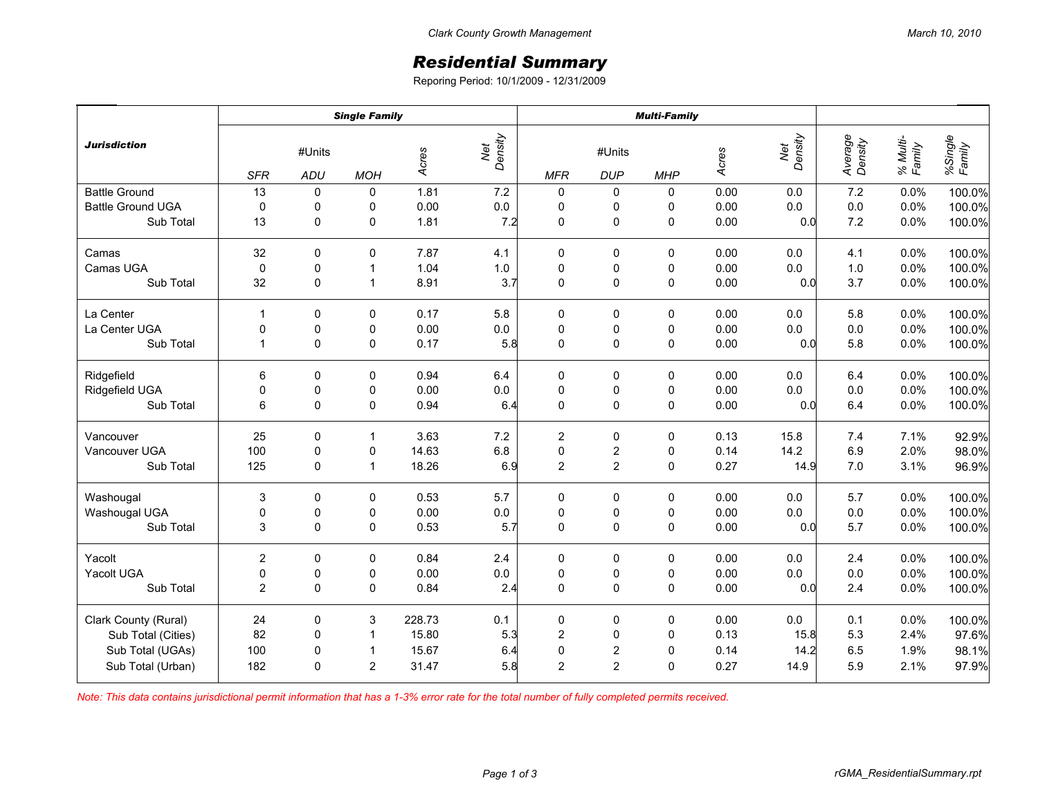Clark County Growth Management

March 10, 2010

# *Residential Summary*

Reporing Period: 10/1/2009 - 12/31/2009

| ***Jurisdiction*** | ***Single Family*** | | | | | ***Multi-Family*** | | | | | | | |
|---|---|---|---|---|---|---|---|---|---|---|---|---|---|
| | #Units | | | *Acres* | *Net Density* | #Units | | | *Acres* | *Net Density* | *Average Density* | *% Multi-Family* | *%Single Family* |
| | *SFR* | *ADU* | *MOH* | | | *MFR* | *DUP* | *MHP* | | | | | |
| Battle Ground | 13 | 0 | 0 | 1.81 | 7.2 | 0 | 0 | 0 | 0.00 | 0.0 | 7.2 | 0.0% | 100.0% |
| Battle Ground UGA | 0 | 0 | 0 | 0.00 | 0.0 | 0 | 0 | 0 | 0.00 | 0.0 | 0.0 | 0.0% | 100.0% |
| Sub Total | 13 | 0 | 0 | 1.81 | 7.2 | 0 | 0 | 0 | 0.00 | 0.0 | 7.2 | 0.0% | 100.0% |
| Camas | 32 | 0 | 0 | 7.87 | 4.1 | 0 | 0 | 0 | 0.00 | 0.0 | 4.1 | 0.0% | 100.0% |
| Camas UGA | 0 | 0 | 1 | 1.04 | 1.0 | 0 | 0 | 0 | 0.00 | 0.0 | 1.0 | 0.0% | 100.0% |
| Sub Total | 32 | 0 | 1 | 8.91 | 3.7 | 0 | 0 | 0 | 0.00 | 0.0 | 3.7 | 0.0% | 100.0% |
| La Center | 1 | 0 | 0 | 0.17 | 5.8 | 0 | 0 | 0 | 0.00 | 0.0 | 5.8 | 0.0% | 100.0% |
| La Center UGA | 0 | 0 | 0 | 0.00 | 0.0 | 0 | 0 | 0 | 0.00 | 0.0 | 0.0 | 0.0% | 100.0% |
| Sub Total | 1 | 0 | 0 | 0.17 | 5.8 | 0 | 0 | 0 | 0.00 | 0.0 | 5.8 | 0.0% | 100.0% |
| Ridgefield | 6 | 0 | 0 | 0.94 | 6.4 | 0 | 0 | 0 | 0.00 | 0.0 | 6.4 | 0.0% | 100.0% |
| Ridgefield UGA | 0 | 0 | 0 | 0.00 | 0.0 | 0 | 0 | 0 | 0.00 | 0.0 | 0.0 | 0.0% | 100.0% |
| Sub Total | 6 | 0 | 0 | 0.94 | 6.4 | 0 | 0 | 0 | 0.00 | 0.0 | 6.4 | 0.0% | 100.0% |
| Vancouver | 25 | 0 | 1 | 3.63 | 7.2 | 2 | 0 | 0 | 0.13 | 15.8 | 7.4 | 7.1% | 92.9% |
| Vancouver UGA | 100 | 0 | 0 | 14.63 | 6.8 | 0 | 2 | 0 | 0.14 | 14.2 | 6.9 | 2.0% | 98.0% |
| Sub Total | 125 | 0 | 1 | 18.26 | 6.9 | 2 | 2 | 0 | 0.27 | 14.9 | 7.0 | 3.1% | 96.9% |
| Washougal | 3 | 0 | 0 | 0.53 | 5.7 | 0 | 0 | 0 | 0.00 | 0.0 | 5.7 | 0.0% | 100.0% |
| Washougal UGA | 0 | 0 | 0 | 0.00 | 0.0 | 0 | 0 | 0 | 0.00 | 0.0 | 0.0 | 0.0% | 100.0% |
| Sub Total | 3 | 0 | 0 | 0.53 | 5.7 | 0 | 0 | 0 | 0.00 | 0.0 | 5.7 | 0.0% | 100.0% |
| Yacolt | 2 | 0 | 0 | 0.84 | 2.4 | 0 | 0 | 0 | 0.00 | 0.0 | 2.4 | 0.0% | 100.0% |
| Yacolt UGA | 0 | 0 | 0 | 0.00 | 0.0 | 0 | 0 | 0 | 0.00 | 0.0 | 0.0 | 0.0% | 100.0% |
| Sub Total | 2 | 0 | 0 | 0.84 | 2.4 | 0 | 0 | 0 | 0.00 | 0.0 | 2.4 | 0.0% | 100.0% |
| Clark County (Rural) | 24 | 0 | 3 | 228.73 | 0.1 | 0 | 0 | 0 | 0.00 | 0.0 | 0.1 | 0.0% | 100.0% |
| Sub Total (Cities) | 82 | 0 | 1 | 15.80 | 5.3 | 2 | 0 | 0 | 0.13 | 15.8 | 5.3 | 2.4% | 97.6% |
| Sub Total (UGAs) | 100 | 0 | 1 | 15.67 | 6.4 | 0 | 2 | 0 | 0.14 | 14.2 | 6.5 | 1.9% | 98.1% |
| Sub Total (Urban) | 182 | 0 | 2 | 31.47 | 5.8 | 2 | 2 | 0 | 0.27 | 14.9 | 5.9 | 2.1% | 97.9% |

*Note: This data contains jurisdictional permit information that has a 1-3% error rate for the total number of fully completed permits received.*

rGMA_ResidentialSummary.rpt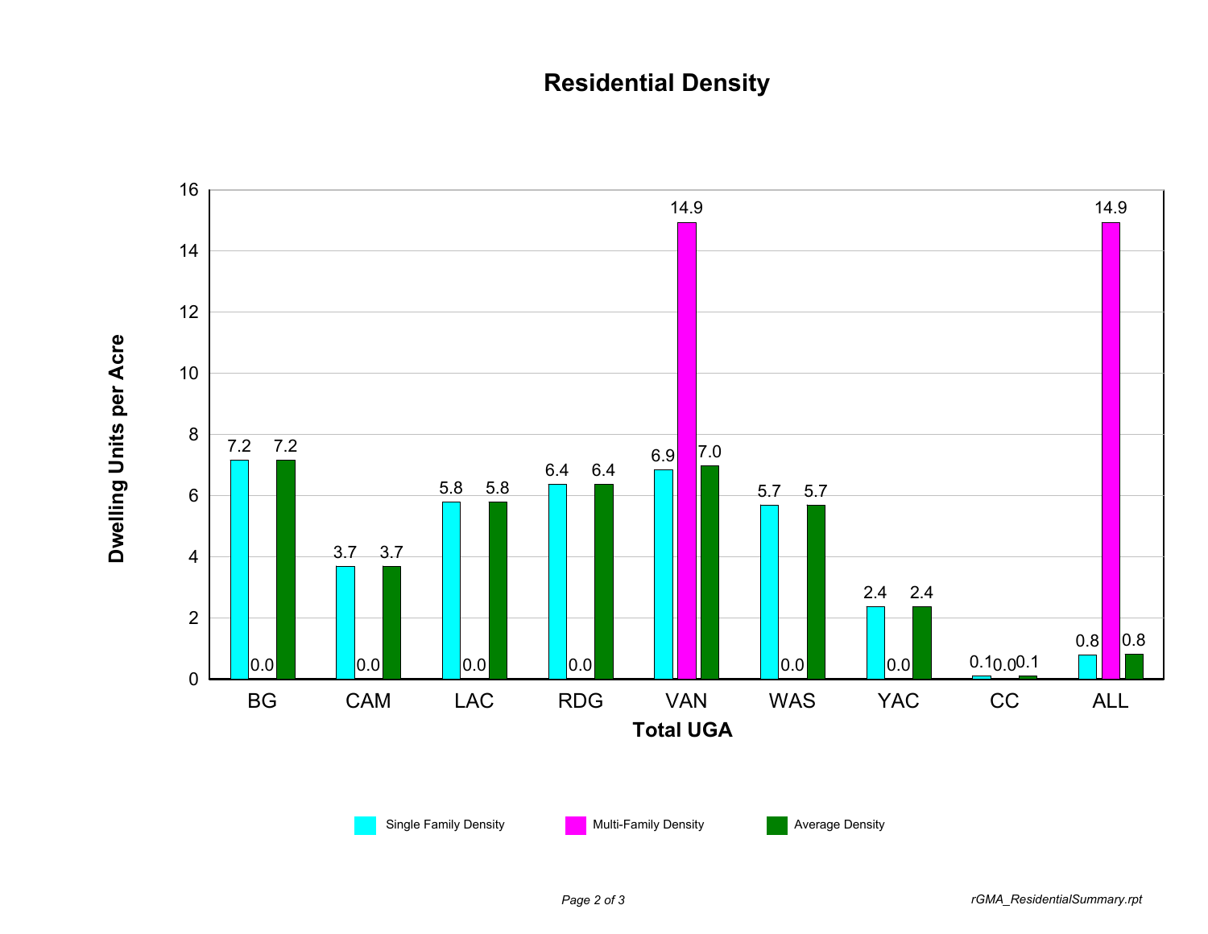# Residential Density

| Total UGA | Single Family Density | Multi-Family Density | Average Density |
|---|---|---|---|
| BG | 7.2 | 0.0 | 7.2 |
| CAM | 3.7 | 0.0 | 3.7 |
| LAC | 5.8 | 0.0 | 5.8 |
| RDG | 6.4 | 0.0 | 6.4 |
| VAN | 6.9 | 14.9 | 7.0 |
| WAS | 5.7 | 0.0 | 5.7 |
| YAC | 2.4 | 0.0 | 2.4 |
| CC | 0.1 | 0.0 | 0.1 |
| ALL | 0.8 | 14.9 | 0.8 |

Dwelling Units per Acre

rGMA_ResidentialSummary.rpt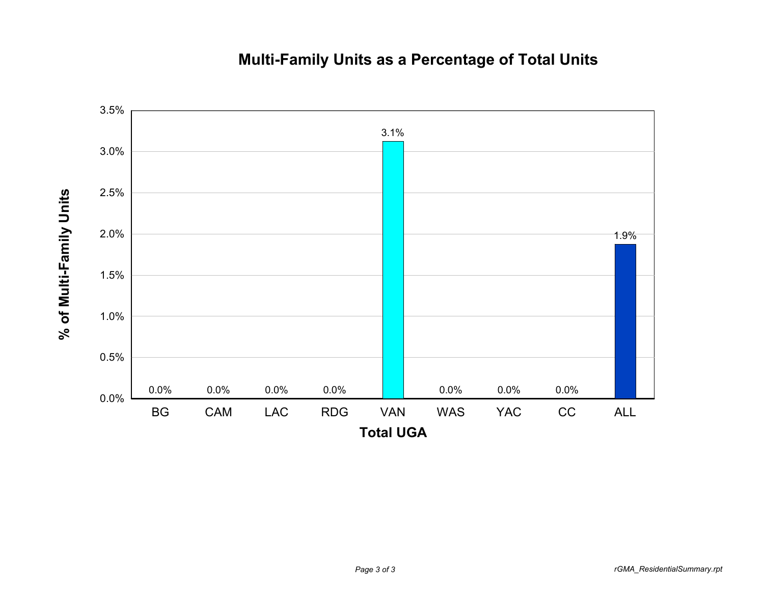# Multi-Family Units as a Percentage of Total Units

% of Multi-Family Units

3.5%
3.0%
2.5%
2.0%
1.5%
1.0%
0.5%
0.0%

0.0%
0.0%
0.0%
0.0%
3.1%
0.0%
0.0%
0.0%
1.9%

BG
CAM
LAC
RDG
VAN
WAS
YAC
CC
ALL

Total UGA

rGMA_ResidentialSummary.rpt